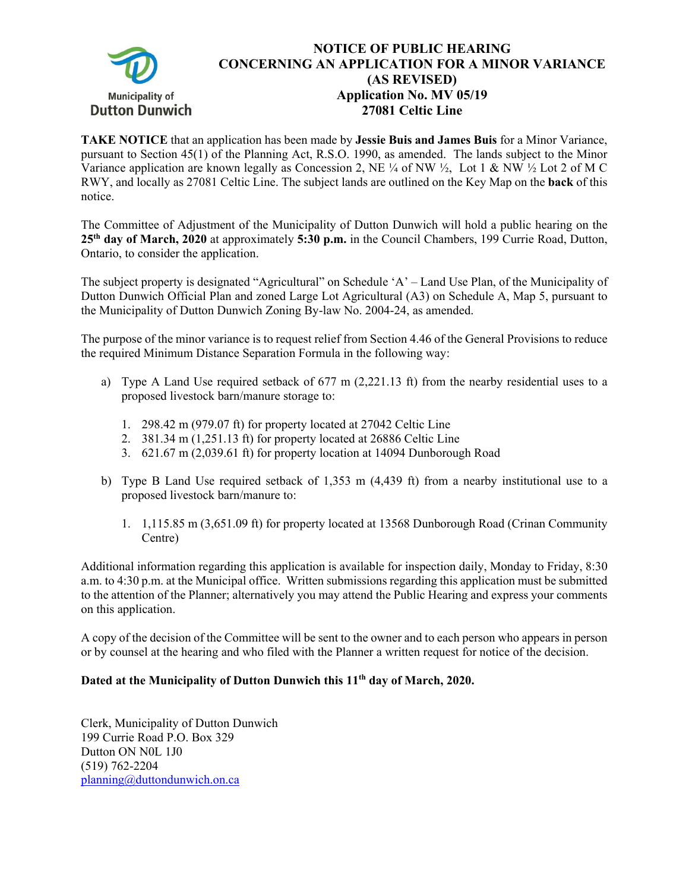Municipality of
Dutton Dunwich

# NOTICE OF PUBLIC HEARING
# CONCERNING AN APPLICATION FOR A MINOR VARIANCE
# (AS REVISED)
# Application No. MV 05/19
# 27081 Celtic Line

**TAKE NOTICE** that an application has been made by **Jessie Buis and James Buis** for a Minor Variance, pursuant to Section 45(1) of the Planning Act, R.S.O. 1990, as amended. The lands subject to the Minor Variance application are known legally as Concession 2, NE ¼ of NW ½, Lot 1 & NW ½ Lot 2 of M C RWY, and locally as 27081 Celtic Line. The subject lands are outlined on the Key Map on the **back** of this notice.

The Committee of Adjustment of the Municipality of Dutton Dunwich will hold a public hearing on the **25th day of March, 2020** at approximately **5:30 p.m.** in the Council Chambers, 199 Currie Road, Dutton, Ontario, to consider the application.

The subject property is designated "Agricultural" on Schedule 'A' – Land Use Plan, of the Municipality of Dutton Dunwich Official Plan and zoned Large Lot Agricultural (A3) on Schedule A, Map 5, pursuant to the Municipality of Dutton Dunwich Zoning By-law No. 2004-24, as amended.

The purpose of the minor variance is to request relief from Section 4.46 of the General Provisions to reduce the required Minimum Distance Separation Formula in the following way:

a) Type A Land Use required setback of 677 m (2,221.13 ft) from the nearby residential uses to a proposed livestock barn/manure storage to:

   1. 298.42 m (979.07 ft) for property located at 27042 Celtic Line
   2. 381.34 m (1,251.13 ft) for property located at 26886 Celtic Line
   3. 621.67 m (2,039.61 ft) for property location at 14094 Dunborough Road

b) Type B Land Use required setback of 1,353 m (4,439 ft) from a nearby institutional use to a proposed livestock barn/manure to:

   1. 1,115.85 m (3,651.09 ft) for property located at 13568 Dunborough Road (Crinan Community Centre)

Additional information regarding this application is available for inspection daily, Monday to Friday, 8:30 a.m. to 4:30 p.m. at the Municipal office. Written submissions regarding this application must be submitted to the attention of the Planner; alternatively you may attend the Public Hearing and express your comments on this application.

A copy of the decision of the Committee will be sent to the owner and to each person who appears in person or by counsel at the hearing and who filed with the Planner a written request for notice of the decision.

**Dated at the Municipality of Dutton Dunwich this 11th day of March, 2020.**

Clerk, Municipality of Dutton Dunwich
199 Currie Road P.O. Box 329
Dutton ON N0L 1J0
(519) 762-2204
planning@duttondunwich.on.ca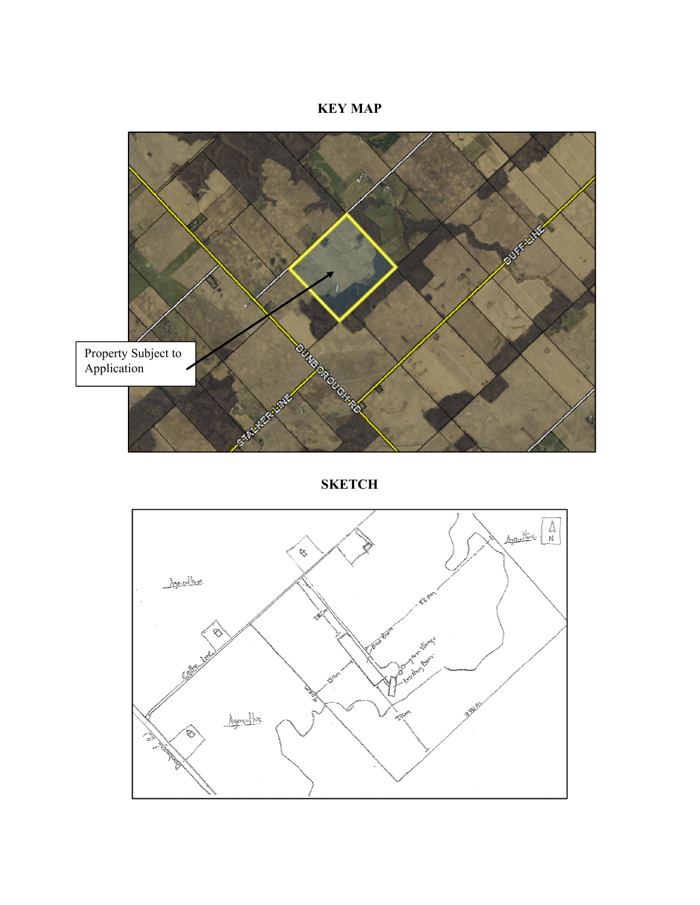**KEY MAP**

Property Subject to Application

DUNBOROUGH RD

STALKER LINE

DUFF LINE

**SKETCH**